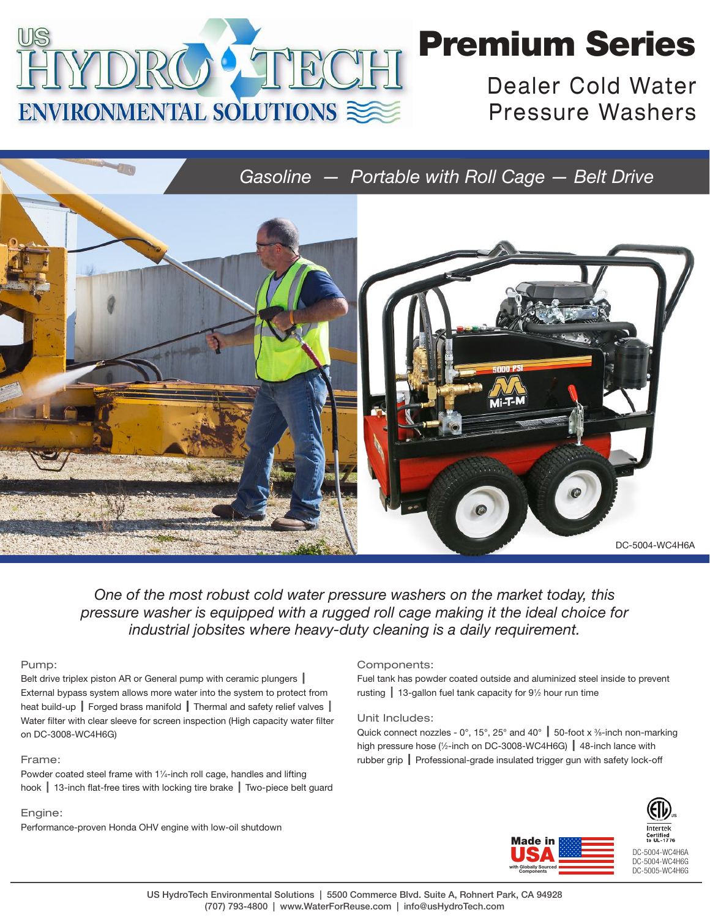US HYDRO TECH ENVIRONMENTAL SOLUTIONS

# Premium Series

## Dealer Cold Water Pressure Washers

*Gasoline — Portable with Roll Cage — Belt Drive*

DC-5004-WC4H6A

*One of the most robust cold water pressure washers on the market today, this pressure washer is equipped with a rugged roll cage making it the ideal choice for industrial jobsites where heavy-duty cleaning is a daily requirement.*

### Pump:

Belt drive triplex piston AR or General pump with ceramic plungers | External bypass system allows more water into the system to protect from heat build-up | Forged brass manifold | Thermal and safety relief valves | Water filter with clear sleeve for screen inspection (High capacity water filter on DC-3008-WC4H6G)

### Frame:

Powder coated steel frame with 1¼-inch roll cage, handles and lifting hook | 13-inch flat-free tires with locking tire brake | Two-piece belt guard

### Engine:

Performance-proven Honda OHV engine with low-oil shutdown

### Components:

Fuel tank has powder coated outside and aluminized steel inside to prevent rusting | 13-gallon fuel tank capacity for 9½ hour run time

### Unit Includes:

Quick connect nozzles - 0°, 15°, 25° and 40° | 50-foot x ⅜-inch non-marking high pressure hose (½-inch on DC-3008-WC4H6G) | 48-inch lance with rubber grip | Professional-grade insulated trigger gun with safety lock-off

Made in USA with Globally Sourced Components

Intertek Certified to UL-1776

DC-5004-WC4H6A
DC-5004-WC4H6G
DC-5005-WC4H6G

US HydroTech Environmental Solutions | 5500 Commerce Blvd. Suite A, Rohnert Park, CA 94928
(707) 793-4800 | www.WaterForReuse.com | info@usHydroTech.com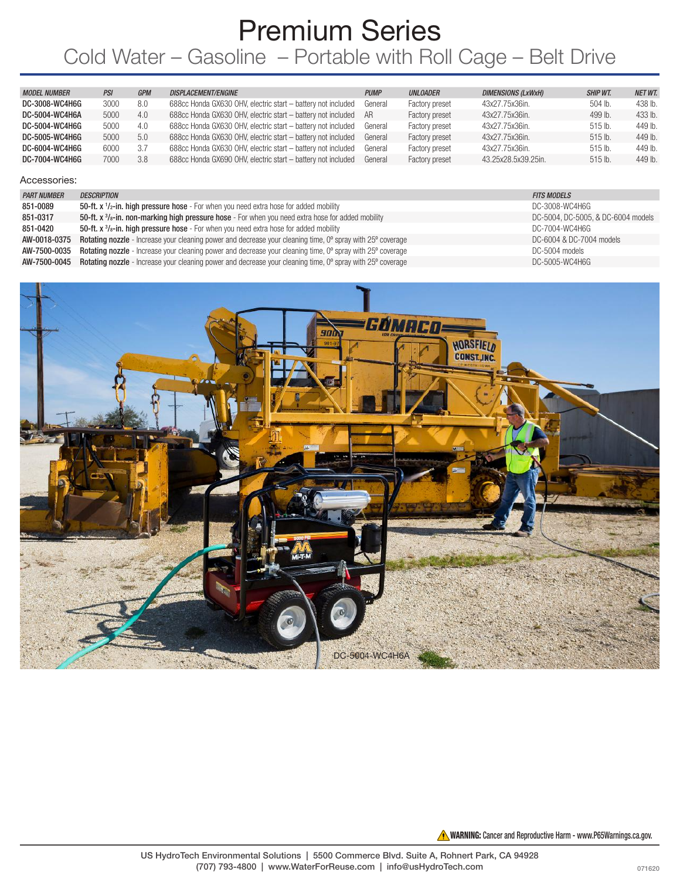# Premium Series

## Cold Water – Gasoline – Portable with Roll Cage – Belt Drive

| MODEL NUMBER | PSI | GPM | DISPLACEMENT/ENGINE | PUMP | UNLOADER | DIMENSIONS (LxWxH) | SHIP WT. | NET WT. |
|---|---|---|---|---|---|---|---|---|
| DC-3008-WC4H6G | 3000 | 8.0 | 688cc Honda GX630 OHV, electric start – battery not included | General | Factory preset | 43x27.75x36in. | 504 lb. | 438 lb. |
| DC-5004-WC4H6A | 5000 | 4.0 | 688cc Honda GX630 OHV, electric start – battery not included | AR | Factory preset | 43x27.75x36in. | 499 lb. | 433 lb. |
| DC-5004-WC4H6G | 5000 | 4.0 | 688cc Honda GX630 OHV, electric start – battery not included | General | Factory preset | 43x27.75x36in. | 515 lb. | 449 lb. |
| DC-5005-WC4H6G | 5000 | 5.0 | 688cc Honda GX630 OHV, electric start – battery not included | General | Factory preset | 43x27.75x36in. | 515 lb. | 449 lb. |
| DC-6004-WC4H6G | 6000 | 3.7 | 688cc Honda GX630 OHV, electric start – battery not included | General | Factory preset | 43x27.75x36in. | 515 lb. | 449 lb. |
| DC-7004-WC4H6G | 7000 | 3.8 | 688cc Honda GX690 OHV, electric start – battery not included | General | Factory preset | 43.25x28.5x39.25in. | 515 lb. | 449 lb. |

Accessories:

| PART NUMBER | DESCRIPTION | FITS MODELS |
|---|---|---|
| 851-0089 | **50-ft. x 1/2-in. high pressure hose** - For when you need extra hose for added mobility | DC-3008-WC4H6G |
| 851-0317 | **50-ft. x 3/8-in. non-marking high pressure hose** - For when you need extra hose for added mobility | DC-5004, DC-5005, & DC-6004 models |
| 851-0420 | **50-ft. x 3/8-in. high pressure hose** - For when you need extra hose for added mobility | DC-7004-WC4H6G |
| AW-0018-0375 | **Rotating nozzle** - Increase your cleaning power and decrease your cleaning time, 0º spray with 25º coverage | DC-6004 & DC-7004 models |
| AW-7500-0035 | **Rotating nozzle** - Increase your cleaning power and decrease your cleaning time, 0º spray with 25º coverage | DC-5004 models |
| AW-7500-0045 | **Rotating nozzle** - Increase your cleaning power and decrease your cleaning time, 0º spray with 25º coverage | DC-5005-WC4H6G |

DC-5004-WC4H6A

**WARNING:** Cancer and Reproductive Harm - www.P65Warnings.ca.gov.

US HydroTech Environmental Solutions | 5500 Commerce Blvd. Suite A, Rohnert Park, CA 94928
(707) 793-4800 | www.WaterForReuse.com | info@usHydroTech.com

071620